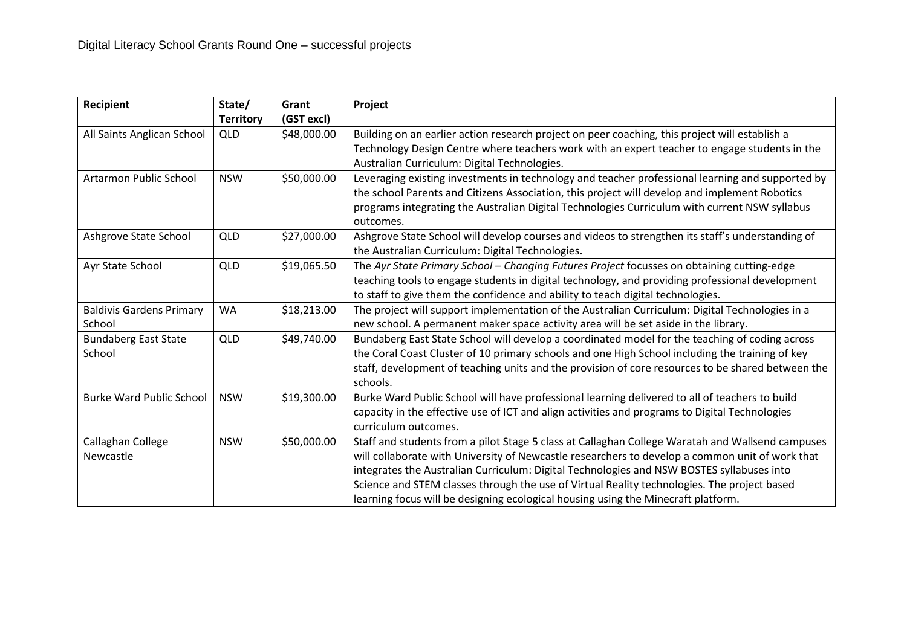# Digital Literacy School Grants Round One – successful projects

| Recipient | State/ Territory | Grant (GST excl) | Project |
|---|---|---|---|
| All Saints Anglican School | QLD | $48,000.00 | Building on an earlier action research project on peer coaching, this project will establish a Technology Design Centre where teachers work with an expert teacher to engage students in the Australian Curriculum: Digital Technologies. |
| Artarmon Public School | NSW | $50,000.00 | Leveraging existing investments in technology and teacher professional learning and supported by the school Parents and Citizens Association, this project will develop and implement Robotics programs integrating the Australian Digital Technologies Curriculum with current NSW syllabus outcomes. |
| Ashgrove State School | QLD | $27,000.00 | Ashgrove State School will develop courses and videos to strengthen its staff's understanding of the Australian Curriculum: Digital Technologies. |
| Ayr State School | QLD | $19,065.50 | The *Ayr State Primary School – Changing Futures Project* focusses on obtaining cutting-edge teaching tools to engage students in digital technology, and providing professional development to staff to give them the confidence and ability to teach digital technologies. |
| Baldivis Gardens Primary School | WA | $18,213.00 | The project will support implementation of the Australian Curriculum: Digital Technologies in a new school. A permanent maker space activity area will be set aside in the library. |
| Bundaberg East State School | QLD | $49,740.00 | Bundaberg East State School will develop a coordinated model for the teaching of coding across the Coral Coast Cluster of 10 primary schools and one High School including the training of key staff, development of teaching units and the provision of core resources to be shared between the schools. |
| Burke Ward Public School | NSW | $19,300.00 | Burke Ward Public School will have professional learning delivered to all of teachers to build capacity in the effective use of ICT and align activities and programs to Digital Technologies curriculum outcomes. |
| Callaghan College Newcastle | NSW | $50,000.00 | Staff and students from a pilot Stage 5 class at Callaghan College Waratah and Wallsend campuses will collaborate with University of Newcastle researchers to develop a common unit of work that integrates the Australian Curriculum: Digital Technologies and NSW BOSTES syllabuses into Science and STEM classes through the use of Virtual Reality technologies. The project based learning focus will be designing ecological housing using the Minecraft platform. |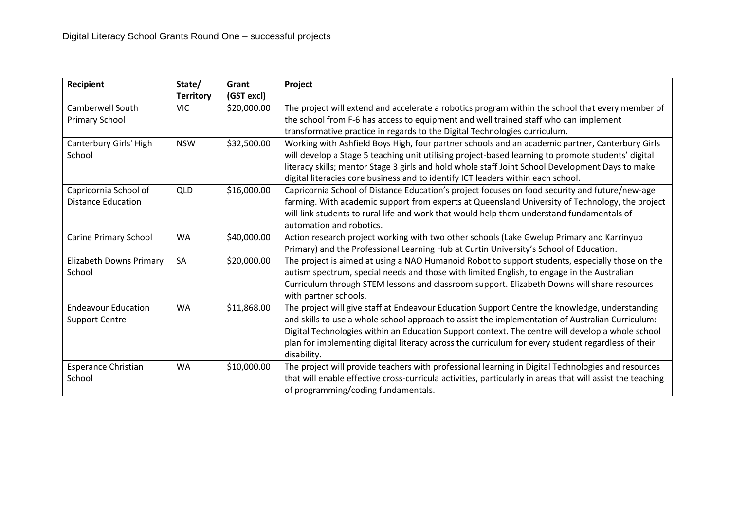Digital Literacy School Grants Round One – successful projects

| Recipient | State/ Territory | Grant (GST excl) | Project |
|---|---|---|---|
| Camberwell South Primary School | VIC | $20,000.00 | The project will extend and accelerate a robotics program within the school that every member of the school from F-6 has access to equipment and well trained staff who can implement transformative practice in regards to the Digital Technologies curriculum. |
| Canterbury Girls' High School | NSW | $32,500.00 | Working with Ashfield Boys High, four partner schools and an academic partner, Canterbury Girls will develop a Stage 5 teaching unit utilising project-based learning to promote students' digital literacy skills; mentor Stage 3 girls and hold whole staff Joint School Development Days to make digital literacies core business and to identify ICT leaders within each school. |
| Capricornia School of Distance Education | QLD | $16,000.00 | Capricornia School of Distance Education's project focuses on food security and future/new-age farming. With academic support from experts at Queensland University of Technology, the project will link students to rural life and work that would help them understand fundamentals of automation and robotics. |
| Carine Primary School | WA | $40,000.00 | Action research project working with two other schools (Lake Gwelup Primary and Karrinyup Primary) and the Professional Learning Hub at Curtin University's School of Education. |
| Elizabeth Downs Primary School | SA | $20,000.00 | The project is aimed at using a NAO Humanoid Robot to support students, especially those on the autism spectrum, special needs and those with limited English, to engage in the Australian Curriculum through STEM lessons and classroom support. Elizabeth Downs will share resources with partner schools. |
| Endeavour Education Support Centre | WA | $11,868.00 | The project will give staff at Endeavour Education Support Centre the knowledge, understanding and skills to use a whole school approach to assist the implementation of Australian Curriculum: Digital Technologies within an Education Support context. The centre will develop a whole school plan for implementing digital literacy across the curriculum for every student regardless of their disability. |
| Esperance Christian School | WA | $10,000.00 | The project will provide teachers with professional learning in Digital Technologies and resources that will enable effective cross-curricula activities, particularly in areas that will assist the teaching of programming/coding fundamentals. |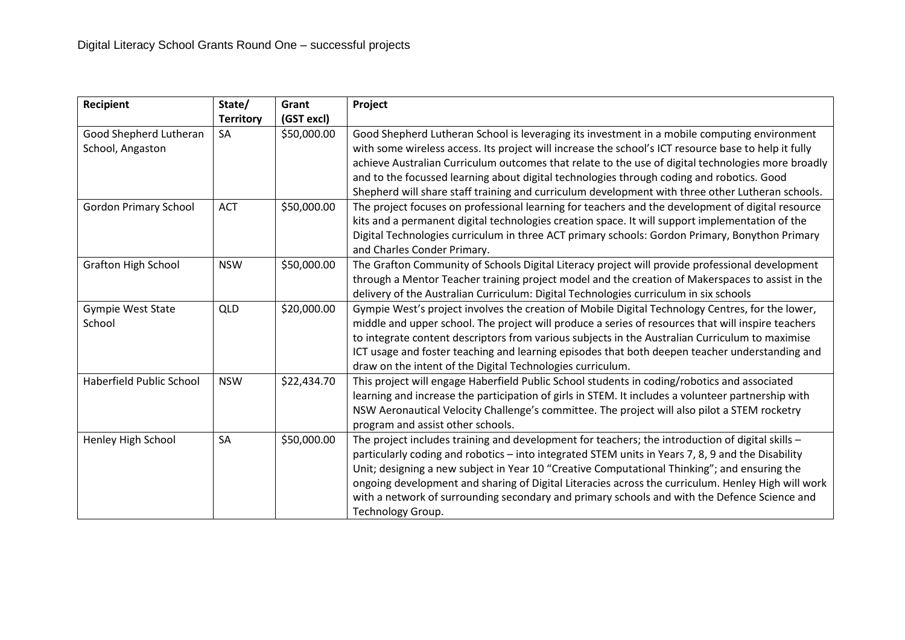Digital Literacy School Grants Round One – successful projects

| Recipient | State/ Territory | Grant (GST excl) | Project |
|---|---|---|---|
| Good Shepherd Lutheran School, Angaston | SA | $50,000.00 | Good Shepherd Lutheran School is leveraging its investment in a mobile computing environment with some wireless access. Its project will increase the school's ICT resource base to help it fully achieve Australian Curriculum outcomes that relate to the use of digital technologies more broadly and to the focussed learning about digital technologies through coding and robotics. Good Shepherd will share staff training and curriculum development with three other Lutheran schools. |
| Gordon Primary School | ACT | $50,000.00 | The project focuses on professional learning for teachers and the development of digital resource kits and a permanent digital technologies creation space. It will support implementation of the Digital Technologies curriculum in three ACT primary schools: Gordon Primary, Bonython Primary and Charles Conder Primary. |
| Grafton High School | NSW | $50,000.00 | The Grafton Community of Schools Digital Literacy project will provide professional development through a Mentor Teacher training project model and the creation of Makerspaces to assist in the delivery of the Australian Curriculum: Digital Technologies curriculum in six schools |
| Gympie West State School | QLD | $20,000.00 | Gympie West's project involves the creation of Mobile Digital Technology Centres, for the lower, middle and upper school. The project will produce a series of resources that will inspire teachers to integrate content descriptors from various subjects in the Australian Curriculum to maximise ICT usage and foster teaching and learning episodes that both deepen teacher understanding and draw on the intent of the Digital Technologies curriculum. |
| Haberfield Public School | NSW | $22,434.70 | This project will engage Haberfield Public School students in coding/robotics and associated learning and increase the participation of girls in STEM. It includes a volunteer partnership with NSW Aeronautical Velocity Challenge's committee. The project will also pilot a STEM rocketry program and assist other schools. |
| Henley High School | SA | $50,000.00 | The project includes training and development for teachers; the introduction of digital skills – particularly coding and robotics – into integrated STEM units in Years 7, 8, 9 and the Disability Unit; designing a new subject in Year 10 "Creative Computational Thinking"; and ensuring the ongoing development and sharing of Digital Literacies across the curriculum. Henley High will work with a network of surrounding secondary and primary schools and with the Defence Science and Technology Group. |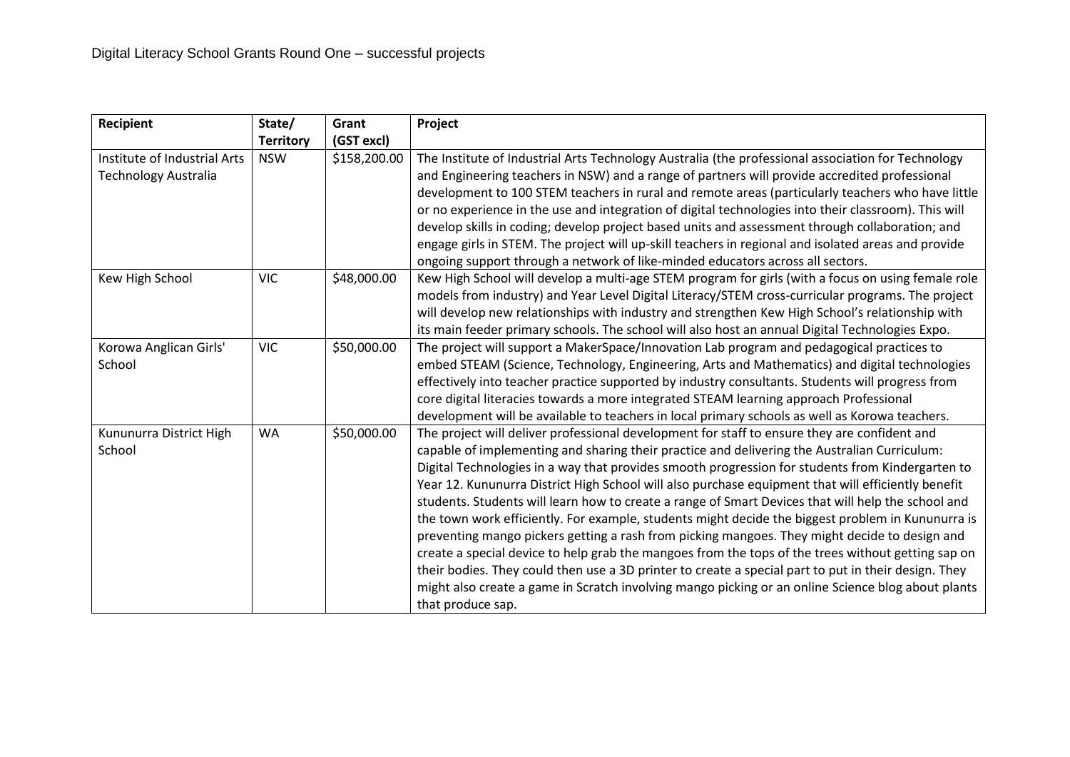Digital Literacy School Grants Round One – successful projects

| Recipient | State/ Territory | Grant (GST excl) | Project |
|---|---|---|---|
| Institute of Industrial Arts Technology Australia | NSW | $158,200.00 | The Institute of Industrial Arts Technology Australia (the professional association for Technology and Engineering teachers in NSW) and a range of partners will provide accredited professional development to 100 STEM teachers in rural and remote areas (particularly teachers who have little or no experience in the use and integration of digital technologies into their classroom). This will develop skills in coding; develop project based units and assessment through collaboration; and engage girls in STEM. The project will up-skill teachers in regional and isolated areas and provide ongoing support through a network of like-minded educators across all sectors. |
| Kew High School | VIC | $48,000.00 | Kew High School will develop a multi-age STEM program for girls (with a focus on using female role models from industry) and Year Level Digital Literacy/STEM cross-curricular programs. The project will develop new relationships with industry and strengthen Kew High School's relationship with its main feeder primary schools. The school will also host an annual Digital Technologies Expo. |
| Korowa Anglican Girls' School | VIC | $50,000.00 | The project will support a MakerSpace/Innovation Lab program and pedagogical practices to embed STEAM (Science, Technology, Engineering, Arts and Mathematics) and digital technologies effectively into teacher practice supported by industry consultants. Students will progress from core digital literacies towards a more integrated STEAM learning approach Professional development will be available to teachers in local primary schools as well as Korowa teachers. |
| Kununurra District High School | WA | $50,000.00 | The project will deliver professional development for staff to ensure they are confident and capable of implementing and sharing their practice and delivering the Australian Curriculum: Digital Technologies in a way that provides smooth progression for students from Kindergarten to Year 12. Kununurra District High School will also purchase equipment that will efficiently benefit students. Students will learn how to create a range of Smart Devices that will help the school and the town work efficiently. For example, students might decide the biggest problem in Kununurra is preventing mango pickers getting a rash from picking mangoes. They might decide to design and create a special device to help grab the mangoes from the tops of the trees without getting sap on their bodies. They could then use a 3D printer to create a special part to put in their design. They might also create a game in Scratch involving mango picking or an online Science blog about plants that produce sap. |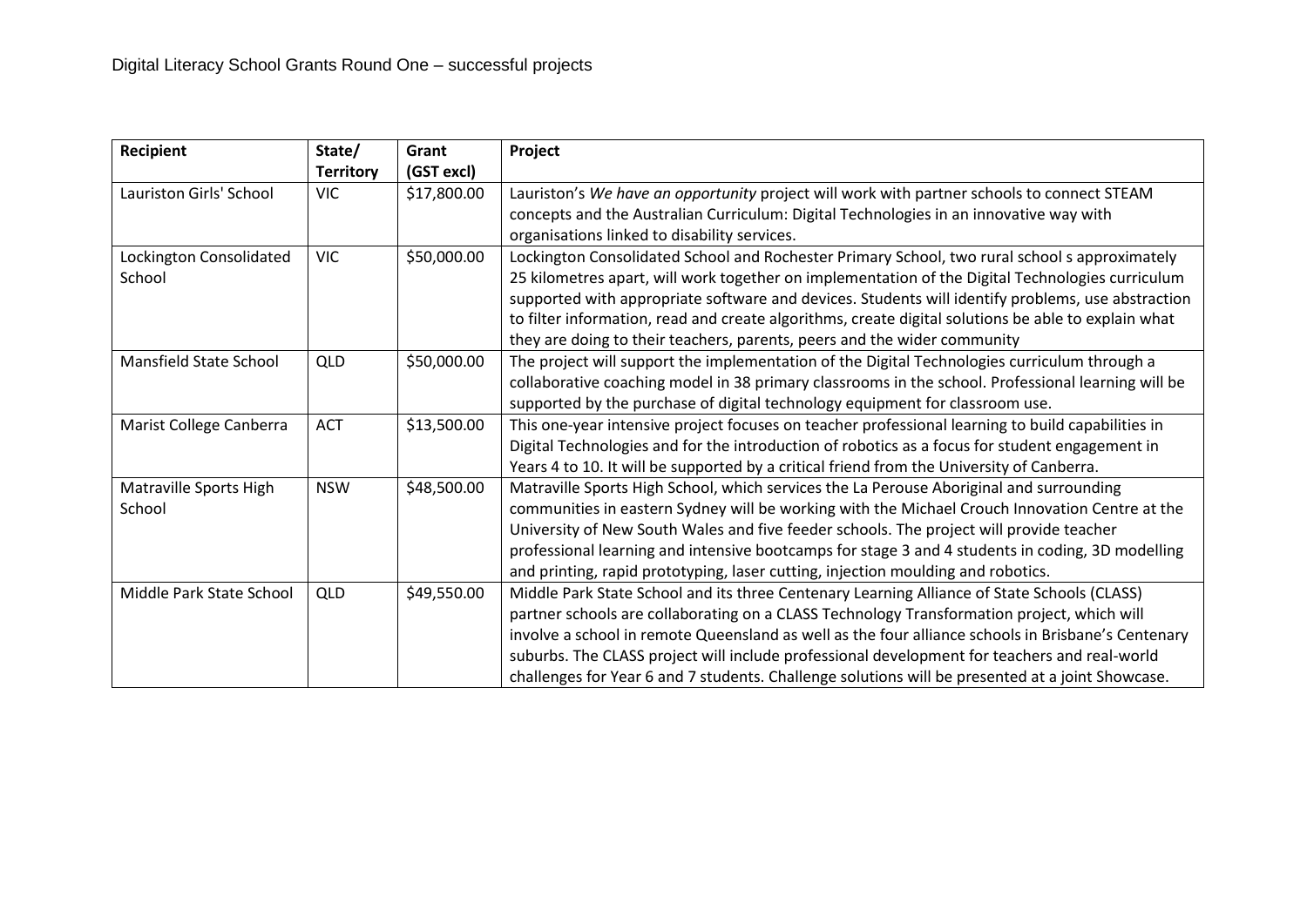Digital Literacy School Grants Round One – successful projects

| Recipient | State/ Territory | Grant (GST excl) | Project |
|---|---|---|---|
| Lauriston Girls' School | VIC | $17,800.00 | Lauriston's *We have an opportunity* project will work with partner schools to connect STEAM concepts and the Australian Curriculum: Digital Technologies in an innovative way with organisations linked to disability services. |
| Lockington Consolidated School | VIC | $50,000.00 | Lockington Consolidated School and Rochester Primary School, two rural school s approximately 25 kilometres apart, will work together on implementation of the Digital Technologies curriculum supported with appropriate software and devices. Students will identify problems, use abstraction to filter information, read and create algorithms, create digital solutions be able to explain what they are doing to their teachers, parents, peers and the wider community |
| Mansfield State School | QLD | $50,000.00 | The project will support the implementation of the Digital Technologies curriculum through a collaborative coaching model in 38 primary classrooms in the school. Professional learning will be supported by the purchase of digital technology equipment for classroom use. |
| Marist College Canberra | ACT | $13,500.00 | This one-year intensive project focuses on teacher professional learning to build capabilities in Digital Technologies and for the introduction of robotics as a focus for student engagement in Years 4 to 10. It will be supported by a critical friend from the University of Canberra. |
| Matraville Sports High School | NSW | $48,500.00 | Matraville Sports High School, which services the La Perouse Aboriginal and surrounding communities in eastern Sydney will be working with the Michael Crouch Innovation Centre at the University of New South Wales and five feeder schools. The project will provide teacher professional learning and intensive bootcamps for stage 3 and 4 students in coding, 3D modelling and printing, rapid prototyping, laser cutting, injection moulding and robotics. |
| Middle Park State School | QLD | $49,550.00 | Middle Park State School and its three Centenary Learning Alliance of State Schools (CLASS) partner schools are collaborating on a CLASS Technology Transformation project, which will involve a school in remote Queensland as well as the four alliance schools in Brisbane's Centenary suburbs. The CLASS project will include professional development for teachers and real-world challenges for Year 6 and 7 students. Challenge solutions will be presented at a joint Showcase. |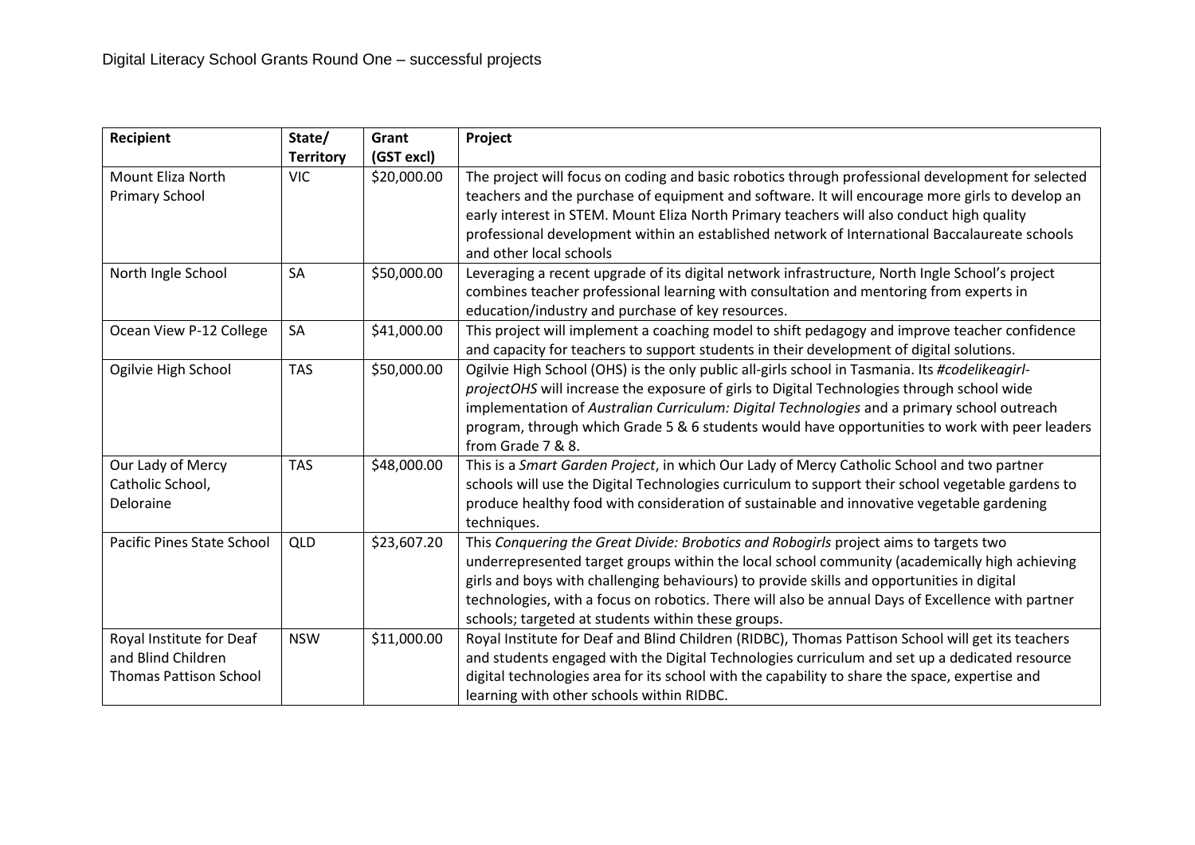Digital Literacy School Grants Round One – successful projects

| Recipient | State/ Territory | Grant (GST excl) | Project |
|---|---|---|---|
| Mount Eliza North Primary School | VIC | $20,000.00 | The project will focus on coding and basic robotics through professional development for selected teachers and the purchase of equipment and software. It will encourage more girls to develop an early interest in STEM. Mount Eliza North Primary teachers will also conduct high quality professional development within an established network of International Baccalaureate schools and other local schools |
| North Ingle School | SA | $50,000.00 | Leveraging a recent upgrade of its digital network infrastructure, North Ingle School's project combines teacher professional learning with consultation and mentoring from experts in education/industry and purchase of key resources. |
| Ocean View P-12 College | SA | $41,000.00 | This project will implement a coaching model to shift pedagogy and improve teacher confidence and capacity for teachers to support students in their development of digital solutions. |
| Ogilvie High School | TAS | $50,000.00 | Ogilvie High School (OHS) is the only public all-girls school in Tasmania. Its *#codelikeagirl-projectOHS* will increase the exposure of girls to Digital Technologies through school wide implementation of *Australian Curriculum: Digital Technologies* and a primary school outreach program, through which Grade 5 & 6 students would have opportunities to work with peer leaders from Grade 7 & 8. |
| Our Lady of Mercy Catholic School, Deloraine | TAS | $48,000.00 | This is a *Smart Garden Project*, in which Our Lady of Mercy Catholic School and two partner schools will use the Digital Technologies curriculum to support their school vegetable gardens to produce healthy food with consideration of sustainable and innovative vegetable gardening techniques. |
| Pacific Pines State School | QLD | $23,607.20 | This *Conquering the Great Divide: Brobotics and Robogirls* project aims to targets two underrepresented target groups within the local school community (academically high achieving girls and boys with challenging behaviours) to provide skills and opportunities in digital technologies, with a focus on robotics. There will also be annual Days of Excellence with partner schools; targeted at students within these groups. |
| Royal Institute for Deaf and Blind Children Thomas Pattison School | NSW | $11,000.00 | Royal Institute for Deaf and Blind Children (RIDBC), Thomas Pattison School will get its teachers and students engaged with the Digital Technologies curriculum and set up a dedicated resource digital technologies area for its school with the capability to share the space, expertise and learning with other schools within RIDBC. |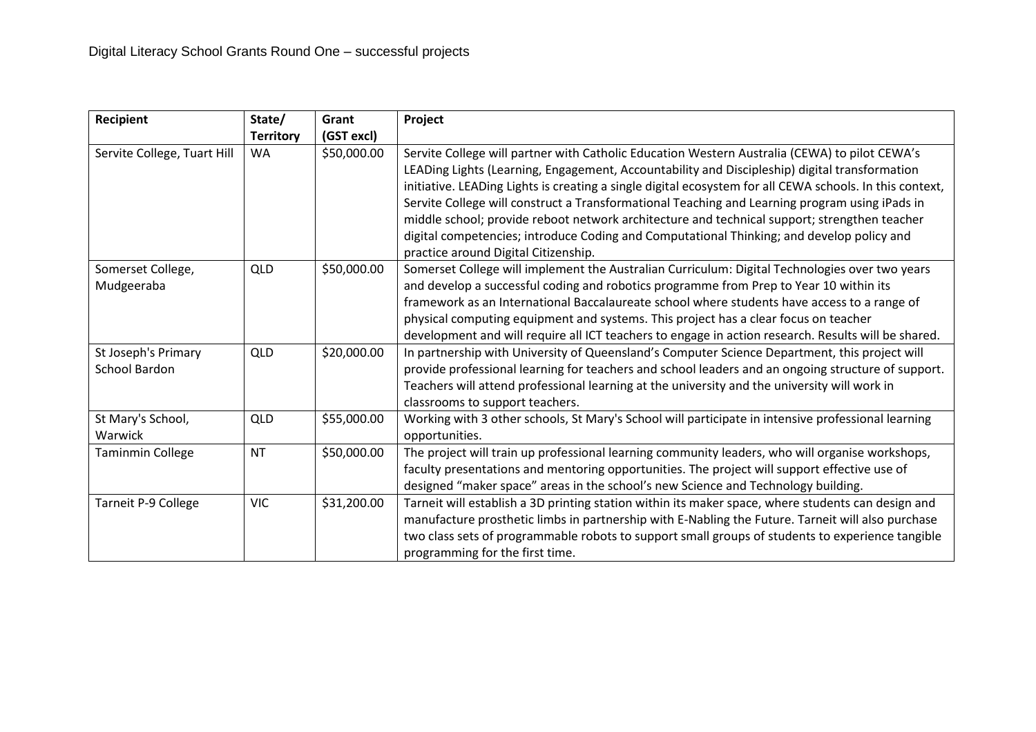Digital Literacy School Grants Round One – successful projects

| Recipient | State/ Territory | Grant (GST excl) | Project |
|---|---|---|---|
| Servite College, Tuart Hill | WA | $50,000.00 | Servite College will partner with Catholic Education Western Australia (CEWA) to pilot CEWA's LEADing Lights (Learning, Engagement, Accountability and Discipleship) digital transformation initiative. LEADing Lights is creating a single digital ecosystem for all CEWA schools. In this context, Servite College will construct a Transformational Teaching and Learning program using iPads in middle school; provide reboot network architecture and technical support; strengthen teacher digital competencies; introduce Coding and Computational Thinking; and develop policy and practice around Digital Citizenship. |
| Somerset College, Mudgeeraba | QLD | $50,000.00 | Somerset College will implement the Australian Curriculum: Digital Technologies over two years and develop a successful coding and robotics programme from Prep to Year 10 within its framework as an International Baccalaureate school where students have access to a range of physical computing equipment and systems. This project has a clear focus on teacher development and will require all ICT teachers to engage in action research. Results will be shared. |
| St Joseph's Primary School Bardon | QLD | $20,000.00 | In partnership with University of Queensland's Computer Science Department, this project will provide professional learning for teachers and school leaders and an ongoing structure of support. Teachers will attend professional learning at the university and the university will work in classrooms to support teachers. |
| St Mary's School, Warwick | QLD | $55,000.00 | Working with 3 other schools, St Mary's School will participate in intensive professional learning opportunities. |
| Taminmin College | NT | $50,000.00 | The project will train up professional learning community leaders, who will organise workshops, faculty presentations and mentoring opportunities. The project will support effective use of designed "maker space" areas in the school's new Science and Technology building. |
| Tarneit P-9 College | VIC | $31,200.00 | Tarneit will establish a 3D printing station within its maker space, where students can design and manufacture prosthetic limbs in partnership with E-Nabling the Future. Tarneit will also purchase two class sets of programmable robots to support small groups of students to experience tangible programming for the first time. |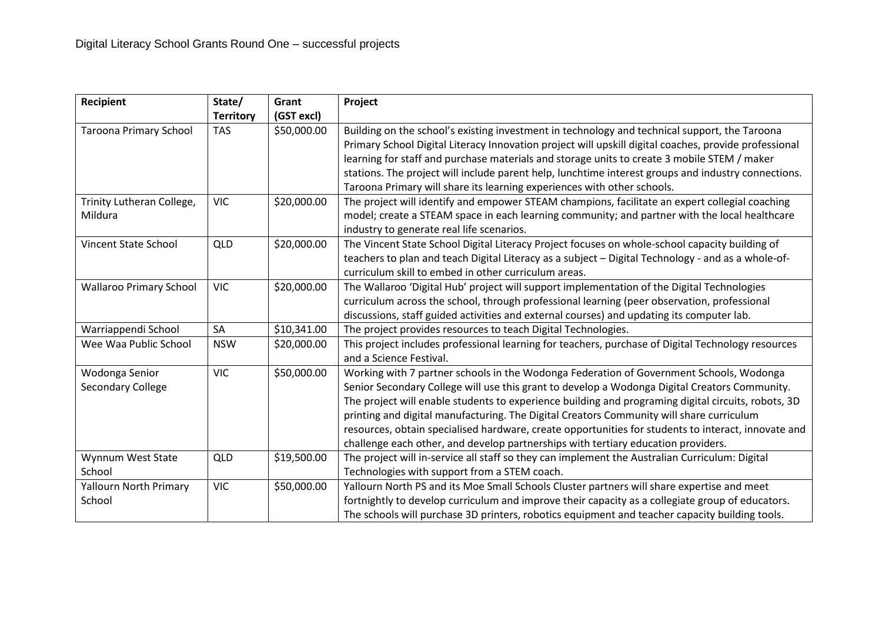Digital Literacy School Grants Round One – successful projects

| Recipient | State/ Territory | Grant (GST excl) | Project |
|---|---|---|---|
| Taroona Primary School | TAS | \$50,000.00 | Building on the school's existing investment in technology and technical support, the Taroona Primary School Digital Literacy Innovation project will upskill digital coaches, provide professional learning for staff and purchase materials and storage units to create 3 mobile STEM / maker stations. The project will include parent help, lunchtime interest groups and industry connections. Taroona Primary will share its learning experiences with other schools. |
| Trinity Lutheran College, Mildura | VIC | \$20,000.00 | The project will identify and empower STEAM champions, facilitate an expert collegial coaching model; create a STEAM space in each learning community; and partner with the local healthcare industry to generate real life scenarios. |
| Vincent State School | QLD | \$20,000.00 | The Vincent State School Digital Literacy Project focuses on whole-school capacity building of teachers to plan and teach Digital Literacy as a subject – Digital Technology - and as a whole-of-curriculum skill to embed in other curriculum areas. |
| Wallaroo Primary School | VIC | \$20,000.00 | The Wallaroo 'Digital Hub' project will support implementation of the Digital Technologies curriculum across the school, through professional learning (peer observation, professional discussions, staff guided activities and external courses) and updating its computer lab. |
| Warriappendi School | SA | \$10,341.00 | The project provides resources to teach Digital Technologies. |
| Wee Waa Public School | NSW | \$20,000.00 | This project includes professional learning for teachers, purchase of Digital Technology resources and a Science Festival. |
| Wodonga Senior Secondary College | VIC | \$50,000.00 | Working with 7 partner schools in the Wodonga Federation of Government Schools, Wodonga Senior Secondary College will use this grant to develop a Wodonga Digital Creators Community. The project will enable students to experience building and programing digital circuits, robots, 3D printing and digital manufacturing. The Digital Creators Community will share curriculum resources, obtain specialised hardware, create opportunities for students to interact, innovate and challenge each other, and develop partnerships with tertiary education providers. |
| Wynnum West State School | QLD | \$19,500.00 | The project will in-service all staff so they can implement the Australian Curriculum: Digital Technologies with support from a STEM coach. |
| Yallourn North Primary School | VIC | \$50,000.00 | Yallourn North PS and its Moe Small Schools Cluster partners will share expertise and meet fortnightly to develop curriculum and improve their capacity as a collegiate group of educators. The schools will purchase 3D printers, robotics equipment and teacher capacity building tools. |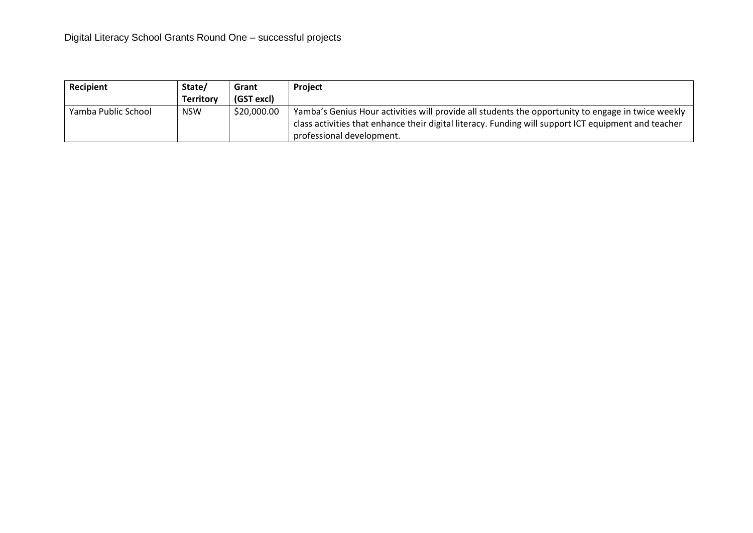| Recipient | State/ Territory | Grant (GST excl) | Project |
| --- | --- | --- | --- |
| Yamba Public School | NSW | $20,000.00 | Yamba’s Genius Hour activities will provide all students the opportunity to engage in twice weekly class activities that enhance their digital literacy. Funding will support ICT equipment and teacher professional development. |